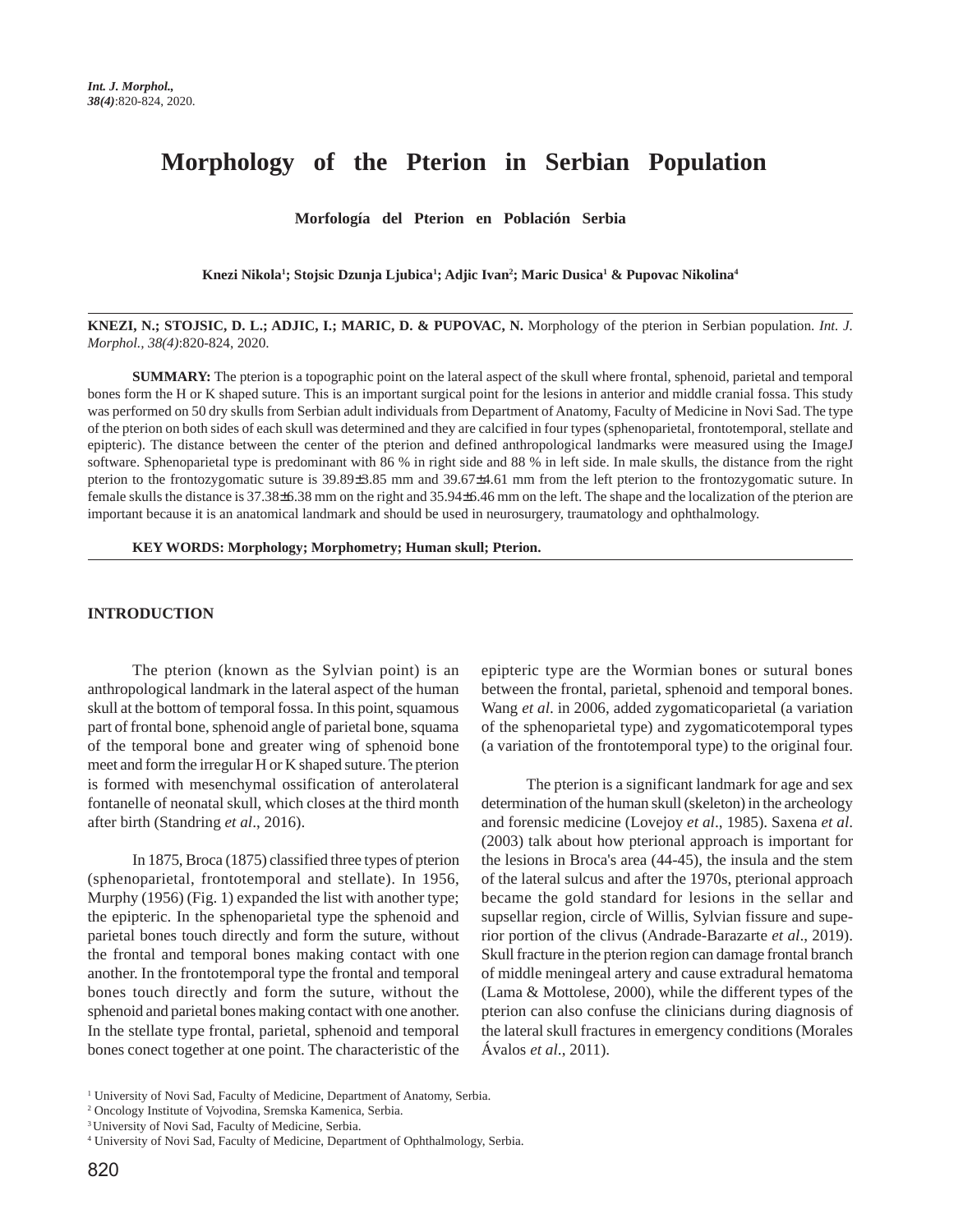# Morphology of the Pterion in Serbian Population

### Morfología del Pterion en Población Serbia

**Knezi Nikola[1]; Stojsic Dzunja Ljubica[1]; Adjic Ivan[2]; Maric Dusica[1] & Pupovac Nikolina[4]**

**KNEZI, N.; STOJSIC, D. L.; ADJIC, I.; MARIC, D. & PUPOVAC, N.** Morphology of the pterion in Serbian population. *Int. J. Morphol., 38(4)*:820-824, 2020.

**SUMMARY:** The pterion is a topographic point on the lateral aspect of the skull where frontal, sphenoid, parietal and temporal bones form the H or K shaped suture. This is an important surgical point for the lesions in anterior and middle cranial fossa. This study was performed on 50 dry skulls from Serbian adult individuals from Department of Anatomy, Faculty of Medicine in Novi Sad. The type of the pterion on both sides of each skull was determined and they are calcified in four types (sphenoparietal, frontotemporal, stellate and epipteric). The distance between the center of the pterion and defined anthropological landmarks were measured using the ImageJ software. Sphenoparietal type is predominant with 86 % in right side and 88 % in left side. In male skulls, the distance from the right pterion to the frontozygomatic suture is 39.89±3.85 mm and 39.67±4.61 mm from the left pterion to the frontozygomatic suture. In female skulls the distance is 37.38±6.38 mm on the right and 35.94±6.46 mm on the left. The shape and the localization of the pterion are important because it is an anatomical landmark and should be used in neurosurgery, traumatology and ophthalmology.

**KEY WORDS: Morphology; Morphometry; Human skull; Pterion.**

## INTRODUCTION

The pterion (known as the Sylvian point) is an anthropological landmark in the lateral aspect of the human skull at the bottom of temporal fossa. In this point, squamous part of frontal bone, sphenoid angle of parietal bone, squama of the temporal bone and greater wing of sphenoid bone meet and form the irregular H or K shaped suture. The pterion is formed with mesenchymal ossification of anterolateral fontanelle of neonatal skull, which closes at the third month after birth (Standring *et al*., 2016).

In 1875, Broca (1875) classified three types of pterion (sphenoparietal, frontotemporal and stellate). In 1956, Murphy (1956) (Fig. 1) expanded the list with another type; the epipteric. In the sphenoparietal type the sphenoid and parietal bones touch directly and form the suture, without the frontal and temporal bones making contact with one another. In the frontotemporal type the frontal and temporal bones touch directly and form the suture, without the sphenoid and parietal bones making contact with one another. In the stellate type frontal, parietal, sphenoid and temporal bones conect together at one point. The characteristic of the epipteric type are the Wormian bones or sutural bones between the frontal, parietal, sphenoid and temporal bones. Wang *et al*. in 2006, added zygomaticoparietal (a variation of the sphenoparietal type) and zygomaticotemporal types (a variation of the frontotemporal type) to the original four.

The pterion is a significant landmark for age and sex determination of the human skull (skeleton) in the archeology and forensic medicine (Lovejoy *et al*., 1985). Saxena *et al*. (2003) talk about how pterional approach is important for the lesions in Broca's area (44-45), the insula and the stem of the lateral sulcus and after the 1970s, pterional approach became the gold standard for lesions in the sellar and supsellar region, circle of Willis, Sylvian fissure and superior portion of the clivus (Andrade-Barazarte *et al*., 2019). Skull fracture in the pterion region can damage frontal branch of middle meningeal artery and cause extradural hematoma (Lama & Mottolese, 2000), while the different types of the pterion can also confuse the clinicians during diagnosis of the lateral skull fractures in emergency conditions (Morales Ávalos *et al*., 2011).

[1] University of Novi Sad, Faculty of Medicine, Department of Anatomy, Serbia.
[2] Oncology Institute of Vojvodina, Sremska Kamenica, Serbia.
[3] University of Novi Sad, Faculty of Medicine, Serbia.
[4] University of Novi Sad, Faculty of Medicine, Department of Ophthalmology, Serbia.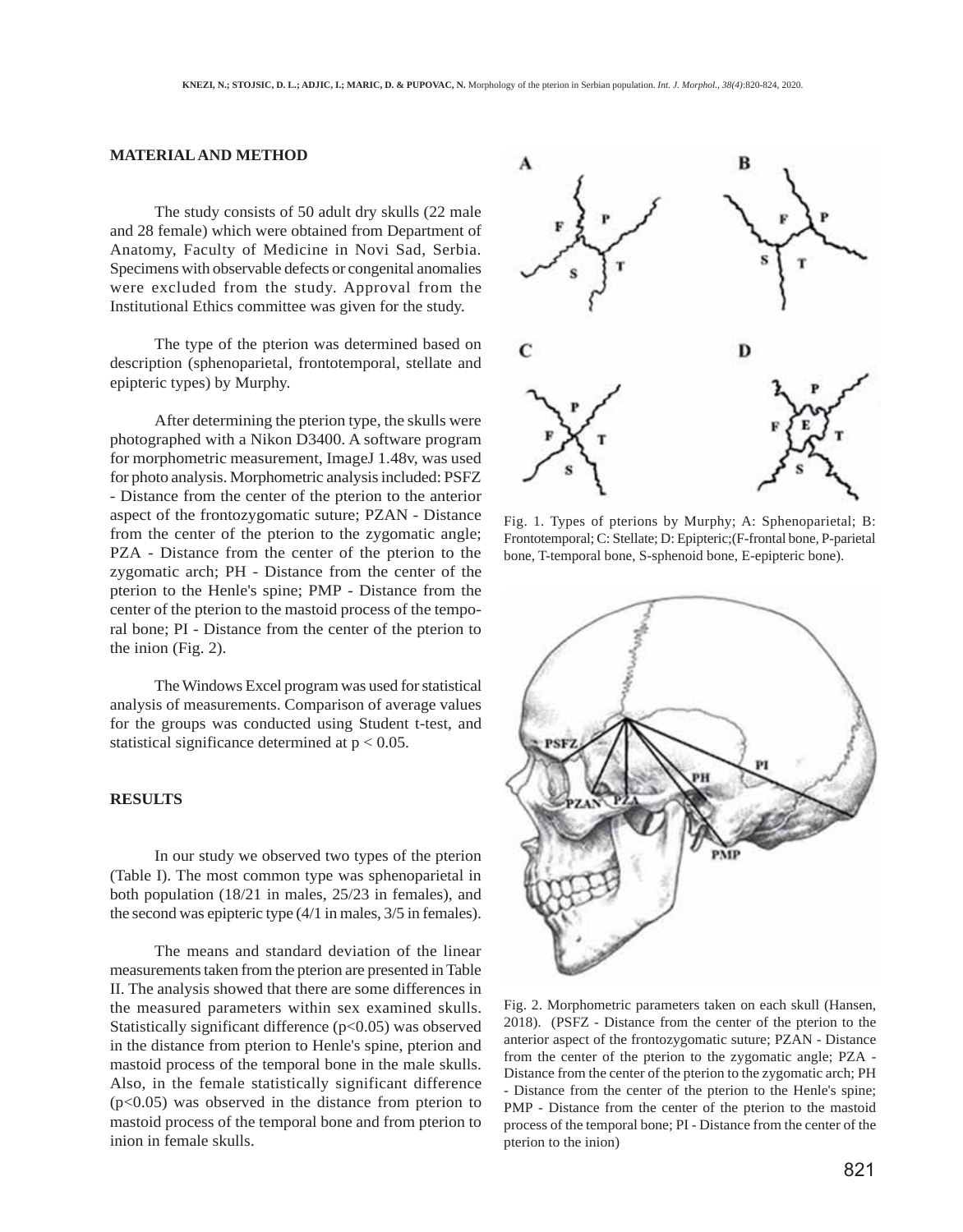## MATERIAL AND METHOD

The study consists of 50 adult dry skulls (22 male and 28 female) which were obtained from Department of Anatomy, Faculty of Medicine in Novi Sad, Serbia. Specimens with observable defects or congenital anomalies were excluded from the study. Approval from the Institutional Ethics committee was given for the study.

The type of the pterion was determined based on description (sphenoparietal, frontotemporal, stellate and epipteric types) by Murphy.

After determining the pterion type, the skulls were photographed with a Nikon D3400. A software program for morphometric measurement, ImageJ 1.48v, was used for photo analysis. Morphometric analysis included: PSFZ - Distance from the center of the pterion to the anterior aspect of the frontozygomatic suture; PZAN - Distance from the center of the pterion to the zygomatic angle; PZA - Distance from the center of the pterion to the zygomatic arch; PH - Distance from the center of the pterion to the Henle's spine; PMP - Distance from the center of the pterion to the mastoid process of the temporal bone; PI - Distance from the center of the pterion to the inion (Fig. 2).

The Windows Excel program was used for statistical analysis of measurements. Comparison of average values for the groups was conducted using Student t-test, and statistical significance determined at $p < 0.05$.

Fig. 1. Types of pterions by Murphy; A: Sphenoparietal; B: Frontotemporal; C: Stellate; D: Epipteric;(F-frontal bone, P-parietal bone, T-temporal bone, S-sphenoid bone, E-epipteric bone).

Fig. 2. Morphometric parameters taken on each skull (Hansen, 2018). (PSFZ - Distance from the center of the pterion to the anterior aspect of the frontozygomatic suture; PZAN - Distance from the center of the pterion to the zygomatic angle; PZA - Distance from the center of the pterion to the zygomatic arch; PH - Distance from the center of the pterion to the Henle's spine; PMP - Distance from the center of the pterion to the mastoid process of the temporal bone; PI - Distance from the center of the pterion to the inion)

## RESULTS

In our study we observed two types of the pterion (Table I). The most common type was sphenoparietal in both population (18/21 in males, 25/23 in females), and the second was epipteric type (4/1 in males, 3/5 in females).

The means and standard deviation of the linear measurements taken from the pterion are presented in Table II. The analysis showed that there are some differences in the measured parameters within sex examined skulls. Statistically significant difference ($p<0.05$) was observed in the distance from pterion to Henle's spine, pterion and mastoid process of the temporal bone in the male skulls. Also, in the female statistically significant difference ($p<0.05$) was observed in the distance from pterion to mastoid process of the temporal bone and from pterion to inion in female skulls.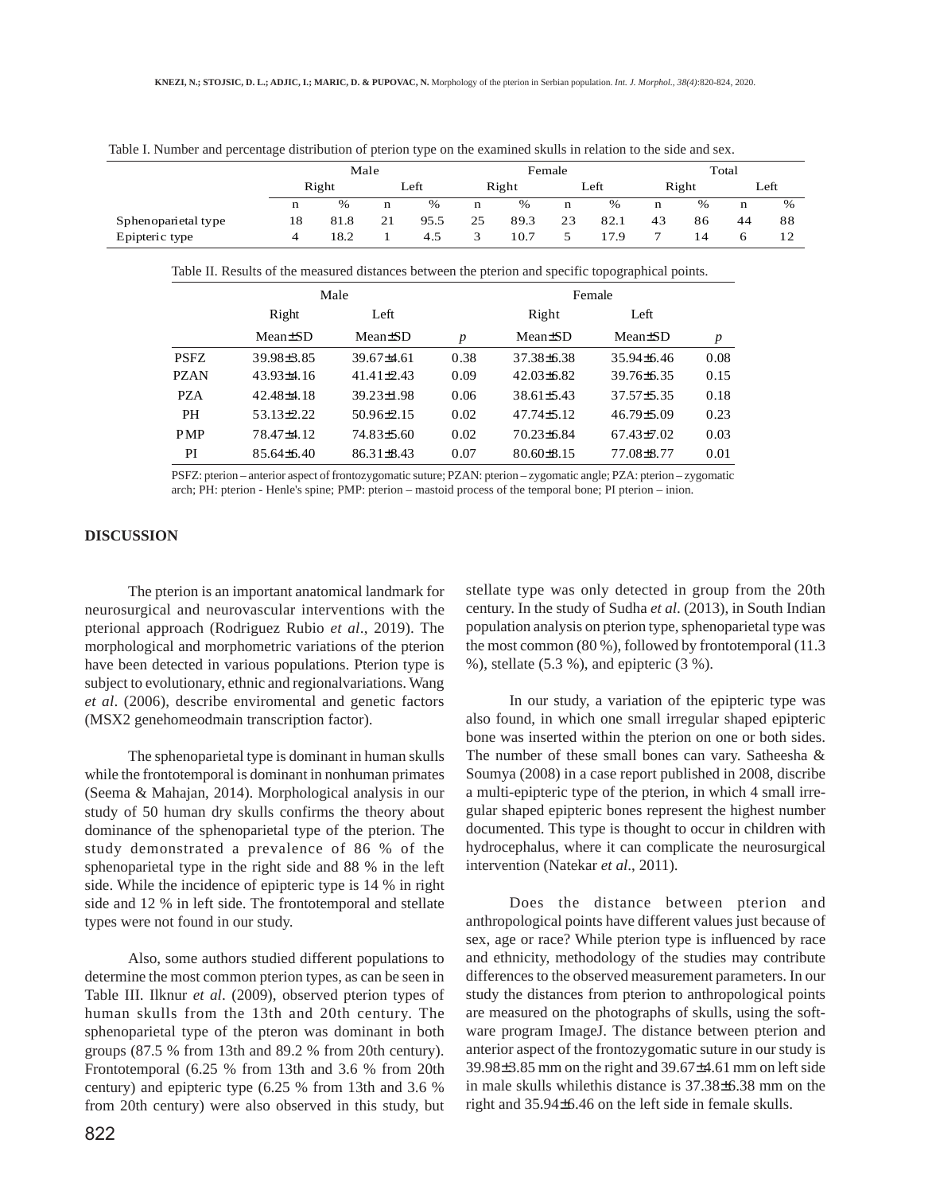Table I. Number and percentage distribution of pterion type on the examined skulls in relation to the side and sex.

| | Male | | | | Female | | | | Total | | | |
|---|---|---|---|---|---|---|---|---|---|---|---|---|
| | Right | | Left | | Right | | Left | | Right | | Left | |
| | n | % | n | % | n | % | n | % | n | % | n | % |
| Sphenoparietal type | 18 | 81.8 | 21 | 95.5 | 25 | 89.3 | 23 | 82.1 | 43 | 86 | 44 | 88 |
| Epipteric type | 4 | 18.2 | 1 | 4.5 | 3 | 10.7 | 5 | 17.9 | 7 | 14 | 6 | 12 |

Table II. Results of the measured distances between the pterion and specific topographical points.

| | Male | | | Female | | |
|---|---|---|---|---|---|---|
| | Right | Left | | Right | Left | |
| | Mean±SD | Mean±SD | *p* | Mean±SD | Mean±SD | *p* |
| PSFZ | 39.98±3.85 | 39.67±4.61 | 0.38 | 37.38±6.38 | 35.94±6.46 | 0.08 |
| PZAN | 43.93±4.16 | 41.41±2.43 | 0.09 | 42.03±6.82 | 39.76±6.35 | 0.15 |
| PZA | 42.48±4.18 | 39.23±1.98 | 0.06 | 38.61±5.43 | 37.57±5.35 | 0.18 |
| PH | 53.13±2.22 | 50.96±2.15 | 0.02 | 47.74±5.12 | 46.79±5.09 | 0.23 |
| PMP | 78.47±4.12 | 74.83±5.60 | 0.02 | 70.23±6.84 | 67.43±7.02 | 0.03 |
| PI | 85.64±6.40 | 86.31±8.43 | 0.07 | 80.60±8.15 | 77.08±8.77 | 0.01 |

PSFZ: pterion – anterior aspect of frontozygomatic suture; PZAN: pterion – zygomatic angle; PZA: pterion – zygomatic arch; PH: pterion - Henle's spine; PMP: pterion – mastoid process of the temporal bone; PI pterion – inion.

## DISCUSSION

The pterion is an important anatomical landmark for neurosurgical and neurovascular interventions with the pterional approach (Rodriguez Rubio *et al*., 2019). The morphological and morphometric variations of the pterion have been detected in various populations. Pterion type is subject to evolutionary, ethnic and regionalvariations. Wang *et al*. (2006), describe enviromental and genetic factors (MSX2 genehomeodmain transcription factor).

The sphenoparietal type is dominant in human skulls while the frontotemporal is dominant in nonhuman primates (Seema & Mahajan, 2014). Morphological analysis in our study of 50 human dry skulls confirms the theory about dominance of the sphenoparietal type of the pterion. The study demonstrated a prevalence of 86 % of the sphenoparietal type in the right side and 88 % in the left side. While the incidence of epipteric type is 14 % in right side and 12 % in left side. The frontotemporal and stellate types were not found in our study.

Also, some authors studied different populations to determine the most common pterion types, as can be seen in Table III. Ilknur *et al*. (2009), observed pterion types of human skulls from the 13th and 20th century. The sphenoparietal type of the pteron was dominant in both groups (87.5 % from 13th and 89.2 % from 20th century). Frontotemporal (6.25 % from 13th and 3.6 % from 20th century) and epipteric type (6.25 % from 13th and 3.6 % from 20th century) were also observed in this study, but stellate type was only detected in group from the 20th century. In the study of Sudha *et al*. (2013), in South Indian population analysis on pterion type, sphenoparietal type was the most common (80 %), followed by frontotemporal (11.3 %), stellate (5.3 %), and epipteric (3 %).

In our study, a variation of the epipteric type was also found, in which one small irregular shaped epipteric bone was inserted within the pterion on one or both sides. The number of these small bones can vary. Satheesha & Soumya (2008) in a case report published in 2008, discribe a multi-epipteric type of the pterion, in which 4 small irregular shaped epipteric bones represent the highest number documented. This type is thought to occur in children with hydrocephalus, where it can complicate the neurosurgical intervention (Natekar *et al*., 2011).

Does the distance between pterion and anthropological points have different values just because of sex, age or race? While pterion type is influenced by race and ethnicity, methodology of the studies may contribute differences to the observed measurement parameters. In our study the distances from pterion to anthropological points are measured on the photographs of skulls, using the software program ImageJ. The distance between pterion and anterior aspect of the frontozygomatic suture in our study is 39.98±3.85 mm on the right and 39.67±4.61 mm on left side in male skulls whilethis distance is 37.38±6.38 mm on the right and 35.94±6.46 on the left side in female skulls.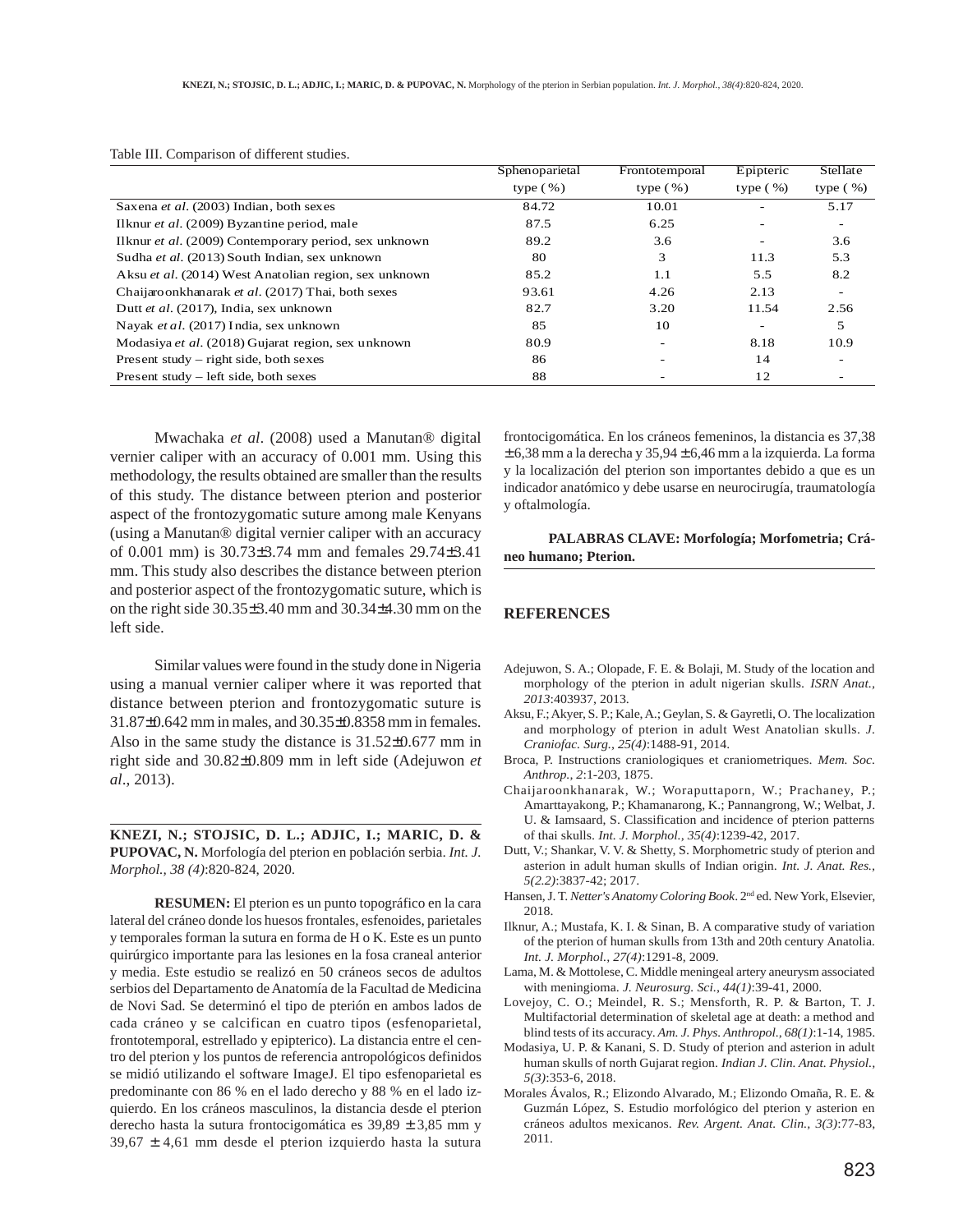Table III. Comparison of different studies.

| | Sphenoparietal type (%) | Frontotemporal type (%) | Epipteric type (%) | Stellate type (%) |
|---|---|---|---|---|
| Saxena *et al.* (2003) Indian, both sexes | 84.72 | 10.01 | - | 5.17 |
| Ilknur *et al.* (2009) Byzantine period, male | 87.5 | 6.25 | - | - |
| Ilknur *et al.* (2009) Contemporary period, sex unknown | 89.2 | 3.6 | - | 3.6 |
| Sudha *et al.* (2013) South Indian, sex unknown | 80 | 3 | 11.3 | 5.3 |
| Aksu *et al.* (2014) West Anatolian region, sex unknown | 85.2 | 1.1 | 5.5 | 8.2 |
| Chaijaroonkhanarak *et al.* (2017) Thai, both sexes | 93.61 | 4.26 | 2.13 | - |
| Dutt *et al.* (2017), India, sex unknown | 82.7 | 3.20 | 11.54 | 2.56 |
| Nayak *et al.* (2017) India, sex unknown | 85 | 10 | - | 5 |
| Modasiya *et al.* (2018) Gujarat region, sex unknown | 80.9 | - | 8.18 | 10.9 |
| Present study – right side, both sexes | 86 | - | 14 | - |
| Present study – left side, both sexes | 88 | - | 12 | - |

Mwachaka *et al*. (2008) used a Manutan® digital vernier caliper with an accuracy of 0.001 mm. Using this methodology, the results obtained are smaller than the results of this study. The distance between pterion and posterior aspect of the frontozygomatic suture among male Kenyans (using a Manutan® digital vernier caliper with an accuracy of 0.001 mm) is 30.73±3.74 mm and females 29.74±3.41 mm. This study also describes the distance between pterion and posterior aspect of the frontozygomatic suture, which is on the right side 30.35±3.40 mm and 30.34±4.30 mm on the left side.

Similar values were found in the study done in Nigeria using a manual vernier caliper where it was reported that distance between pterion and frontozygomatic suture is 31.87±0.642 mm in males, and 30.35±0.8358 mm in females. Also in the same study the distance is 31.52±0.677 mm in right side and 30.82±0.809 mm in left side (Adejuwon *et al*., 2013).

**KNEZI, N.; STOJSIC, D. L.; ADJIC, I.; MARIC, D. & PUPOVAC, N.** Morfología del pterion en población serbia. *Int. J. Morphol., 38 (4)*:820-824, 2020.

**RESUMEN:** El pterion es un punto topográfico en la cara lateral del cráneo donde los huesos frontales, esfenoides, parietales y temporales forman la sutura en forma de H o K. Este es un punto quirúrgico importante para las lesiones en la fosa craneal anterior y media. Este estudio se realizó en 50 cráneos secos de adultos serbios del Departamento de Anatomía de la Facultad de Medicina de Novi Sad. Se determinó el tipo de pterión en ambos lados de cada cráneo y se calcifican en cuatro tipos (esfenoparietal, frontotemporal, estrellado y epipterico). La distancia entre el centro del pterion y los puntos de referencia antropológicos definidos se midió utilizando el software ImageJ. El tipo esfenoparietal es predominante con 86 % en el lado derecho y 88 % en el lado izquierdo. En los cráneos masculinos, la distancia desde el pterion derecho hasta la sutura frontocigomática es 39,89 ± 3,85 mm y 39,67 ± 4,61 mm desde el pterion izquierdo hasta la sutura frontocigomática. En los cráneos femeninos, la distancia es 37,38 ± 6,38 mm a la derecha y 35,94 ± 6,46 mm a la izquierda. La forma y la localización del pterion son importantes debido a que es un indicador anatómico y debe usarse en neurocirugía, traumatología y oftalmología.

**PALABRAS CLAVE: Morfología; Morfometria; Cráneo humano; Pterion.**

## REFERENCES

Adejuwon, S. A.; Olopade, F. E. & Bolaji, M. Study of the location and morphology of the pterion in adult nigerian skulls. *ISRN Anat., 2013*:403937, 2013.

Aksu, F.; Akyer, S. P.; Kale, A.; Geylan, S. & Gayretli, O. The localization and morphology of pterion in adult West Anatolian skulls. *J. Craniofac. Surg., 25(4)*:1488-91, 2014.

Broca, P. Instructions craniologiques et craniometriques. *Mem. Soc. Anthrop., 2*:1-203, 1875.

Chaijaroonkhanarak, W.; Woraputtaporn, W.; Prachaney, P.; Amarttayakong, P.; Khamanarong, K.; Pannangrong, W.; Welbat, J. U. & Iamsaard, S. Classification and incidence of pterion patterns of thai skulls. *Int. J. Morphol., 35(4)*:1239-42, 2017.

Dutt, V.; Shankar, V. V. & Shetty, S. Morphometric study of pterion and asterion in adult human skulls of Indian origin. *Int. J. Anat. Res., 5(2.2)*:3837-42; 2017.

Hansen, J. T. *Netter's Anatomy Coloring Book*. 2nd ed. New York, Elsevier, 2018.

Ilknur, A.; Mustafa, K. I. & Sinan, B. A comparative study of variation of the pterion of human skulls from 13th and 20th century Anatolia. *Int. J. Morphol., 27(4)*:1291-8, 2009.

Lama, M. & Mottolese, C. Middle meningeal artery aneurysm associated with meningioma. *J. Neurosurg. Sci., 44(1)*:39-41, 2000.

Lovejoy, C. O.; Meindel, R. S.; Mensforth, R. P. & Barton, T. J. Multifactorial determination of skeletal age at death: a method and blind tests of its accuracy. *Am. J. Phys. Anthropol., 68(1)*:1-14, 1985.

Modasiya, U. P. & Kanani, S. D. Study of pterion and asterion in adult human skulls of north Gujarat region. *Indian J. Clin. Anat. Physiol., 5(3)*:353-6, 2018.

Morales Ávalos, R.; Elizondo Alvarado, M.; Elizondo Omaña, R. E. & Guzmán López, S. Estudio morfológico del pterion y asterion en cráneos adultos mexicanos. *Rev. Argent. Anat. Clin., 3(3)*:77-83, 2011.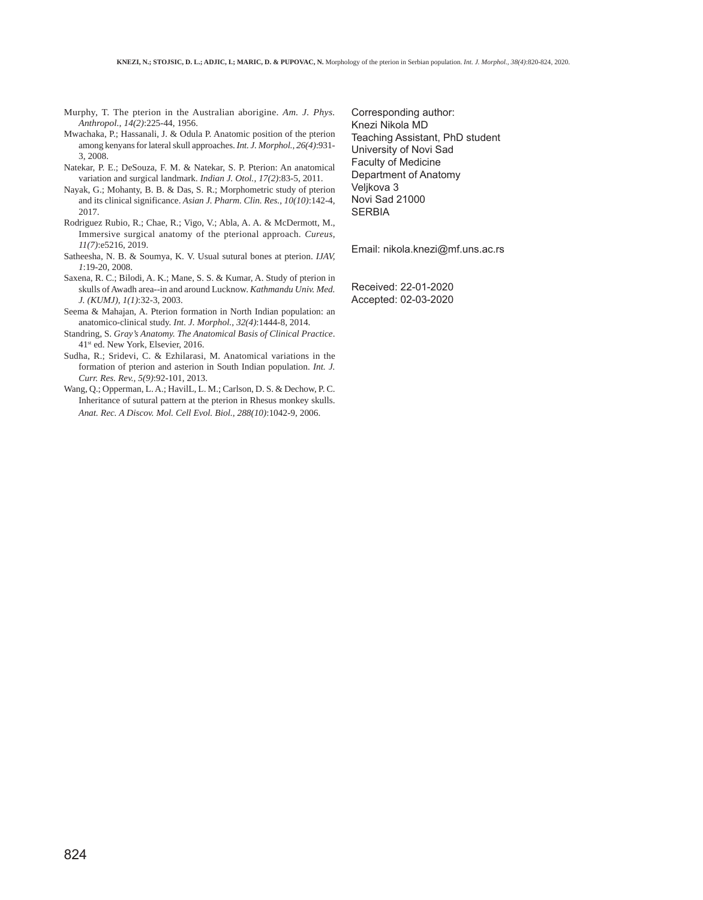Murphy, T. The pterion in the Australian aborigine. *Am. J. Phys. Anthropol., 14(2)*:225-44, 1956.

Mwachaka, P.; Hassanali, J. & Odula P. Anatomic position of the pterion among kenyans for lateral skull approaches. *Int. J. Morphol., 26(4)*:931-3, 2008.

Natekar, P. E.; DeSouza, F. M. & Natekar, S. P. Pterion: An anatomical variation and surgical landmark. *Indian J. Otol., 17(2)*:83-5, 2011.

Nayak, G.; Mohanty, B. B. & Das, S. R.; Morphometric study of pterion and its clinical significance. *Asian J. Pharm. Clin. Res., 10(10)*:142-4, 2017.

Rodriguez Rubio, R.; Chae, R.; Vigo, V.; Abla, A. A. & McDermott, M., Immersive surgical anatomy of the pterional approach. *Cureus, 11(7)*:e5216, 2019.

Satheesha, N. B. & Soumya, K. V. Usual sutural bones at pterion. *IJAV, 1*:19-20, 2008.

Saxena, R. C.; Bilodi, A. K.; Mane, S. S. & Kumar, A. Study of pterion in skulls of Awadh area--in and around Lucknow. *Kathmandu Univ. Med. J. (KUMJ), 1(1)*:32-3, 2003.

Seema & Mahajan, A. Pterion formation in North Indian population: an anatomico-clinical study. *Int. J. Morphol., 32(4)*:1444-8, 2014.

Standring, S. *Gray's Anatomy. The Anatomical Basis of Clinical Practice*. 41st ed. New York, Elsevier, 2016.

Sudha, R.; Sridevi, C. & Ezhilarasi, M. Anatomical variations in the formation of pterion and asterion in South Indian population. *Int. J. Curr. Res. Rev., 5(9)*:92-101, 2013.

Wang, Q.; Opperman, L. A.; HavilL, L. M.; Carlson, D. S. & Dechow, P. C. Inheritance of sutural pattern at the pterion in Rhesus monkey skulls. *Anat. Rec. A Discov. Mol. Cell Evol. Biol., 288(10)*:1042-9, 2006.

Corresponding author:
Knezi Nikola MD
Teaching Assistant, PhD student
University of Novi Sad
Faculty of Medicine
Department of Anatomy
Veljkova 3
Novi Sad 21000
SERBIA

Email: nikola.knezi@mf.uns.ac.rs

Received: 22-01-2020
Accepted: 02-03-2020